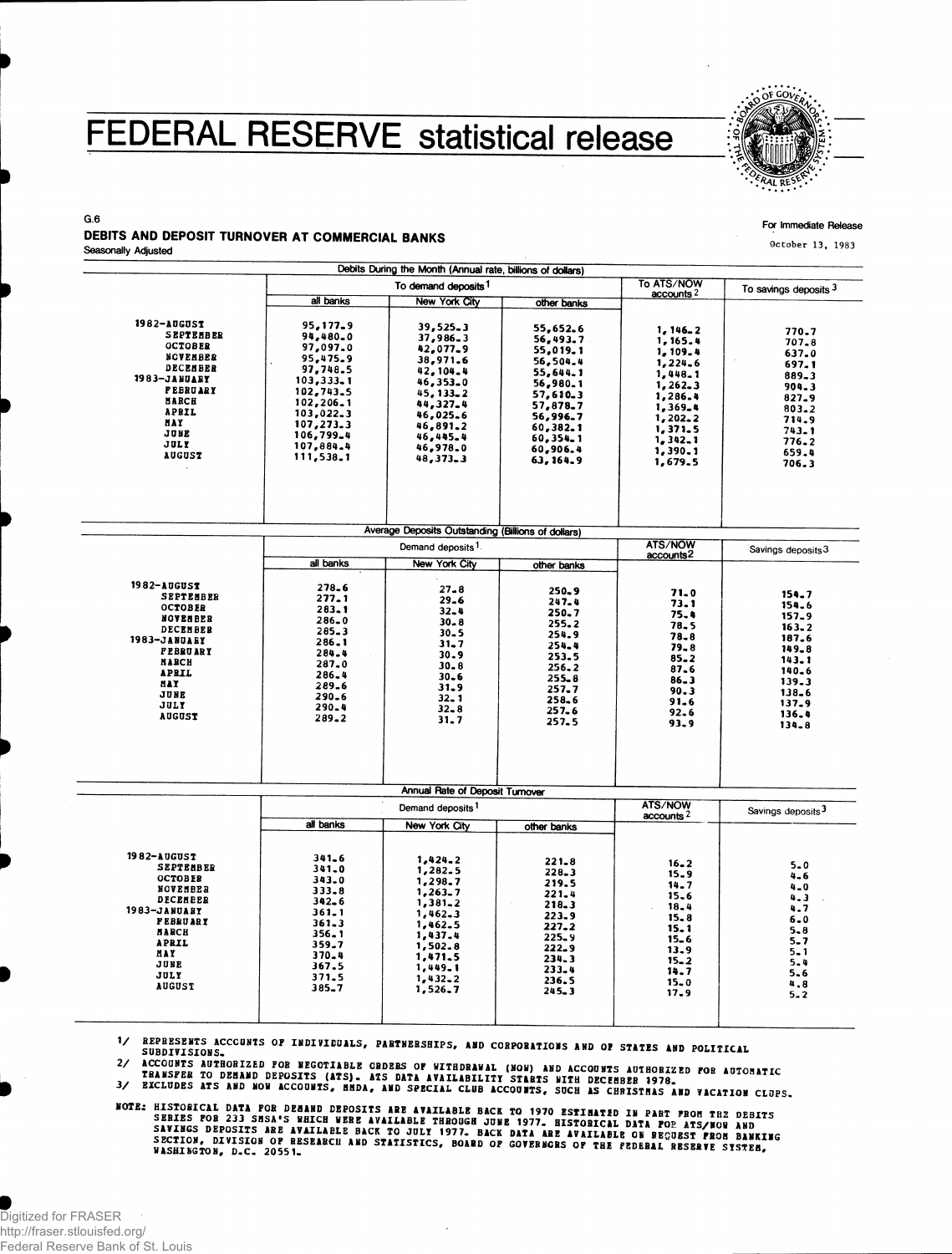# FEDERAL RESERVE statistical release

G.6

For Immediate Release

October 13, 1983

## DEBITS AND DEPOSIT TURNOVER AT COMMERCIAL BANKS

Seasonally Adjusted

### Debits During the Month (Annual rate, billions of dollars)

| | To demand deposits[1] | | | To ATS/NOW accounts[2] | To savings deposits[3] |
|---|---|---|---|---|---|
| | all banks | New York City | other banks | | |
| 1982-AUGUST | 95,177.9 | 39,525.3 | 55,652.6 | 1,146.2 | 770.7 |
| SEPTEMBER | 94,480.0 | 37,986.3 | 56,493.7 | 1,165.4 | 707.8 |
| OCTOBER | 97,097.0 | 42,077.9 | 55,019.1 | 1,109.4 | 637.0 |
| NOVEMBER | 95,475.9 | 38,971.6 | 56,504.4 | 1,224.6 | 697.1 |
| DECEMBER | 97,748.5 | 42,104.4 | 55,644.1 | 1,448.1 | 889.3 |
| 1983-JANUARY | 103,333.1 | 46,353.0 | 56,980.1 | 1,262.3 | 904.3 |
| FEBRUARY | 102,743.5 | 45,133.2 | 57,610.3 | 1,286.4 | 827.9 |
| MARCH | 102,206.1 | 44,327.4 | 57,878.7 | 1,369.4 | 803.2 |
| APRIL | 103,022.3 | 46,025.6 | 56,996.7 | 1,202.2 | 714.9 |
| MAY | 107,273.3 | 46,891.2 | 60,382.1 | 1,371.5 | 743.1 |
| JUNE | 106,799.4 | 46,445.4 | 60,354.1 | 1,342.1 | 776.2 |
| JULY | 107,884.4 | 46,978.0 | 60,906.4 | 1,390.1 | 659.4 |
| AUGUST | 111,538.1 | 48,373.3 | 63,164.9 | 1,679.5 | 706.3 |

### Average Deposits Outstanding (Billions of dollars)

| | Demand deposits[1] | | | ATS/NOW accounts[2] | Savings deposits[3] |
|---|---|---|---|---|---|
| | all banks | New York City | other banks | | |
| 1982-AUGUST | 278.6 | 27.8 | 250.9 | 71.0 | 154.7 |
| SEPTEMBER | 277.1 | 29.6 | 247.4 | 73.1 | 154.6 |
| OCTOBER | 283.1 | 32.4 | 250.7 | 75.4 | 157.9 |
| NOVEMBER | 286.0 | 30.8 | 255.2 | 78.5 | 163.2 |
| DECEMBER | 285.3 | 30.5 | 254.9 | 78.8 | 187.6 |
| 1983-JANUARY | 286.1 | 31.7 | 254.4 | 79.8 | 149.8 |
| FEBRUARY | 284.4 | 30.9 | 253.5 | 85.2 | 143.1 |
| MARCH | 287.0 | 30.8 | 256.2 | 87.6 | 140.6 |
| APRIL | 286.4 | 30.6 | 255.8 | 86.3 | 139.3 |
| MAY | 289.6 | 31.9 | 257.7 | 90.3 | 138.6 |
| JUNE | 290.6 | 32.1 | 258.6 | 91.6 | 137.9 |
| JULY | 290.4 | 32.8 | 257.6 | 92.6 | 136.4 |
| AUGUST | 289.2 | 31.7 | 257.5 | 93.9 | 134.8 |

### Annual Rate of Deposit Turnover

| | Demand deposits[1] | | | ATS/NOW accounts[2] | Savings deposits[3] |
|---|---|---|---|---|---|
| | all banks | New York City | other banks | | |
| 1982-AUGUST | 341.6 | 1,424.2 | 221.8 | 16.2 | 5.0 |
| SEPTEMBER | 341.0 | 1,282.5 | 228.3 | 15.9 | 4.6 |
| OCTOBER | 343.0 | 1,298.7 | 219.5 | 14.7 | 4.0 |
| NOVEMBER | 333.8 | 1,263.7 | 221.4 | 15.6 | 4.3 |
| DECEMBER | 342.6 | 1,381.2 | 218.3 | 18.4 | 4.7 |
| 1983-JANUARY | 361.1 | 1,462.3 | 223.9 | 15.8 | 6.0 |
| FEBRUARY | 361.3 | 1,462.5 | 227.2 | 15.1 | 5.8 |
| MARCH | 356.1 | 1,437.4 | 225.9 | 15.6 | 5.7 |
| APRIL | 359.7 | 1,502.8 | 222.9 | 13.9 | 5.1 |
| MAY | 370.4 | 1,471.5 | 234.3 | 15.2 | 5.4 |
| JUNE | 367.5 | 1,449.1 | 233.4 | 14.7 | 5.6 |
| JULY | 371.5 | 1,432.2 | 236.5 | 15.0 | 4.8 |
| AUGUST | 385.7 | 1,526.7 | 245.3 | 17.9 | 5.2 |

1/ REPRESENTS ACCCOUNTS OF INDIVIDUALS, PARTNERSHIPS, AND CORPORATIONS AND OF STATES AND POLITICAL SUBDIVISIONS.

2/ ACCOUNTS AUTHORIZED FOR NEGOTIABLE ORDERS OF WITHDRAWAL (NOW) AND ACCOUNTS AUTHORIZED FOR AUTOMATIC TRANSFER TO DEMAND DEPOSITS (ATS). ATS DATA AVAILABILITY STARTS WITH DECEMBER 1978.

3/ EXCLUDES ATS AND NOW ACCOUNTS, MMDA, AND SPECIAL CLUB ACCOUNTS, SUCH AS CHRISTMAS AND VACATION CLUBS.

NOTE: HISTORICAL DATA FOR DEMAND DEPOSITS ARE AVAILABLE BACK TO 1970 ESTIMATED IN PART FROM THE DEBITS SERIES FOR 233 SMSA'S WHICH WERE AVAILABLE THROUGH JUNE 1977. HISTORICAL DATA FOR ATS/NOW AND SAVINGS DEPOSITS ARE AVAILABLE BACK TO JULY 1977. BACK DATA ARE AVAILABLE ON REQUEST FROM BANKING SECTION, DIVISION OF RESEARCH AND STATISTICS, BOARD OF GOVERNORS OF THE FEDERAL RESERVE SYSTEM, WASHINGTON, D.C. 20551.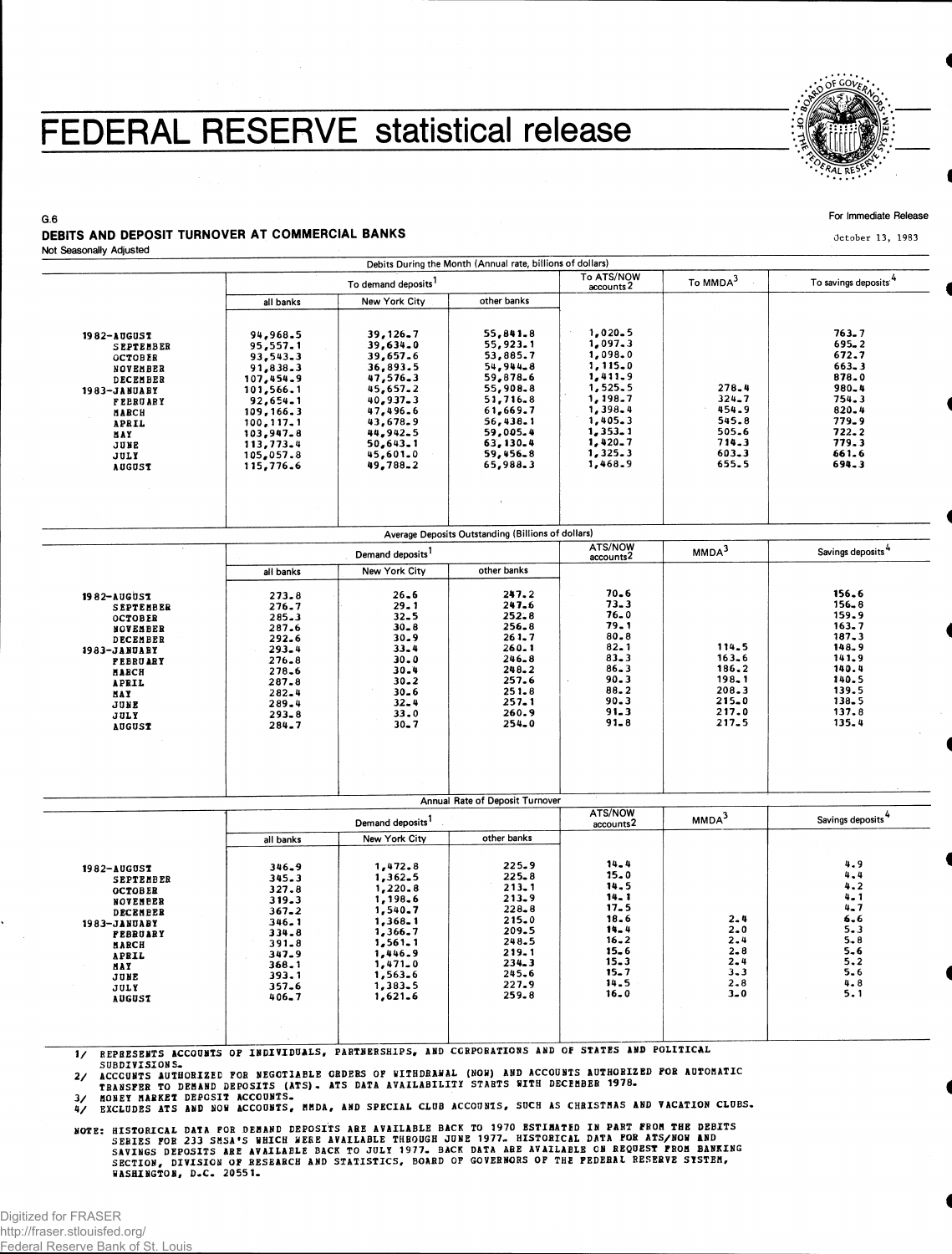# FEDERAL RESERVE statistical release

G.6

For Immediate Release

## DEBITS AND DEPOSIT TURNOVER AT COMMERCIAL BANKS

October 13, 1983

Not Seasonally Adjusted

| | Debits During the Month (Annual rate, billions of dollars) | | | | | |
|---|---|---|---|---|---|---|
| | To demand deposits[1] | | | To ATS/NOW accounts[2] | To MMDA[3] | To savings deposits[4] |
| | all banks | New York City | other banks | | | |
| 1982-AUGUST | 94,968.5 | 39,126.7 | 55,841.8 | 1,020.5 | | 763.7 |
| SEPTEMBER | 95,557.1 | 39,634.0 | 55,923.1 | 1,097.3 | | 695.2 |
| OCTOBER | 93,543.3 | 39,657.6 | 53,885.7 | 1,098.0 | | 672.7 |
| NOVEMBER | 91,838.3 | 36,893.5 | 54,944.8 | 1,115.0 | | 663.3 |
| DECEMBER | 107,454.9 | 47,576.3 | 59,878.6 | 1,411.9 | | 878.0 |
| 1983-JANUARY | 101,566.1 | 45,657.2 | 55,908.8 | 1,525.5 | 278.4 | 980.4 |
| FEBRUARY | 92,654.1 | 40,937.3 | 51,716.8 | 1,198.7 | 324.7 | 754.3 |
| MARCH | 109,166.3 | 47,496.6 | 61,669.7 | 1,398.4 | 454.9 | 820.4 |
| APRIL | 100,117.1 | 43,678.9 | 56,438.1 | 1,405.3 | 545.8 | 779.9 |
| MAY | 103,947.8 | 44,942.5 | 59,005.4 | 1,353.1 | 505.6 | 722.2 |
| JUNE | 113,773.4 | 50,643.1 | 63,130.4 | 1,420.7 | 714.3 | 779.3 |
| JULY | 105,057.8 | 45,601.0 | 59,456.8 | 1,325.3 | 603.3 | 661.6 |
| AUGUST | 115,776.6 | 49,788.2 | 65,988.3 | 1,468.9 | 655.5 | 694.3 |

| | Average Deposits Outstanding (Billions of dollars) | | | | | |
|---|---|---|---|---|---|---|
| | Demand deposits[1] | | | ATS/NOW accounts[2] | MMDA[3] | Savings deposits[4] |
| | all banks | New York City | other banks | | | |
| 1982-AUGUST | 273.8 | 26.6 | 247.2 | 70.6 | | 156.6 |
| SEPTEMBER | 276.7 | 29.1 | 247.6 | 73.3 | | 156.8 |
| OCTOBER | 285.3 | 32.5 | 252.8 | 76.0 | | 159.9 |
| NOVEMBER | 287.6 | 30.8 | 256.8 | 79.1 | | 163.7 |
| DECEMBER | 292.6 | 30.9 | 261.7 | 80.8 | | 187.3 |
| 1983-JANUARY | 293.4 | 33.4 | 260.1 | 82.1 | 114.5 | 148.9 |
| FEBRUARY | 276.8 | 30.0 | 246.8 | 83.3 | 163.6 | 141.9 |
| MARCH | 278.6 | 30.4 | 248.2 | 86.3 | 186.2 | 140.4 |
| APRIL | 287.8 | 30.2 | 257.6 | 90.3 | 198.1 | 140.5 |
| MAY | 282.4 | 30.6 | 251.8 | 88.2 | 208.3 | 139.5 |
| JUNE | 289.4 | 32.4 | 257.1 | 90.3 | 215.0 | 138.5 |
| JULY | 293.8 | 33.0 | 260.9 | 91.3 | 217.0 | 137.8 |
| AUGUST | 284.7 | 30.7 | 254.0 | 91.8 | 217.5 | 135.4 |

| | Annual Rate of Deposit Turnover | | | | | |
|---|---|---|---|---|---|---|
| | Demand deposits[1] | | | ATS/NOW accounts[2] | MMDA[3] | Savings deposits[4] |
| | all banks | New York City | other banks | | | |
| 1982-AUGUST | 346.9 | 1,472.8 | 225.9 | 14.4 | | 4.9 |
| SEPTEMBER | 345.3 | 1,362.5 | 225.8 | 15.0 | | 4.4 |
| OCTOBER | 327.8 | 1,220.8 | 213.1 | 14.5 | | 4.2 |
| NOVEMBER | 319.3 | 1,198.6 | 213.9 | 14.1 | | 4.1 |
| DECEMBER | 367.2 | 1,540.7 | 228.8 | 17.5 | | 4.7 |
| 1983-JANUARY | 346.1 | 1,368.1 | 215.0 | 18.6 | 2.4 | 6.6 |
| FEBRUARY | 334.8 | 1,366.7 | 209.5 | 14.4 | 2.0 | 5.3 |
| MARCH | 391.8 | 1,561.1 | 248.5 | 16.2 | 2.4 | 5.8 |
| APRIL | 347.9 | 1,446.9 | 219.1 | 15.6 | 2.8 | 5.6 |
| MAY | 368.1 | 1,471.0 | 234.3 | 15.3 | 2.4 | 5.2 |
| JUNE | 393.1 | 1,563.6 | 245.6 | 15.7 | 3.3 | 5.6 |
| JULY | 357.6 | 1,383.5 | 227.9 | 14.5 | 2.8 | 4.8 |
| AUGUST | 406.7 | 1,621.6 | 259.8 | 16.0 | 3.0 | 5.1 |

1/ REPRESENTS ACCOUNTS OF INDIVIDUALS, PARTNERSHIPS, AND CORPORATIONS AND OF STATES AND POLITICAL SUBDIVISIONS.

2/ ACCOUNTS AUTHORIZED FOR NEGOTIABLE ORDERS OF WITHDRAWAL (NOW) AND ACCOUNTS AUTHORIZED FOR AUTOMATIC TRANSFER TO DEMAND DEPOSITS (ATS). ATS DATA AVAILABILITY STARTS WITH DECEMBER 1978.

3/ MONEY MARKET DEPOSIT ACCOUNTS.

4/ EXCLUDES ATS AND NOW ACCOUNTS, MMDA, AND SPECIAL CLUB ACCOUNTS, SUCH AS CHRISTMAS AND VACATION CLUBS.

NOTE: HISTORICAL DATA FOR DEMAND DEPOSITS ARE AVAILABLE BACK TO 1970 ESTIMATED IN PART FROM THE DEBITS SERIES FOR 233 SMSA'S WHICH WERE AVAILABLE THROUGH JUNE 1977. HISTORICAL DATA FOR ATS/NOW AND SAVINGS DEPOSITS ARE AVAILABLE BACK TO JULY 1977. BACK DATA ARE AVAILABLE ON REQUEST FROM BANKING SECTION, DIVISION OF RESEARCH AND STATISTICS, BOARD OF GOVERNORS OF THE FEDERAL RESERVE SYSTEM, WASHINGTON, D.C. 20551.